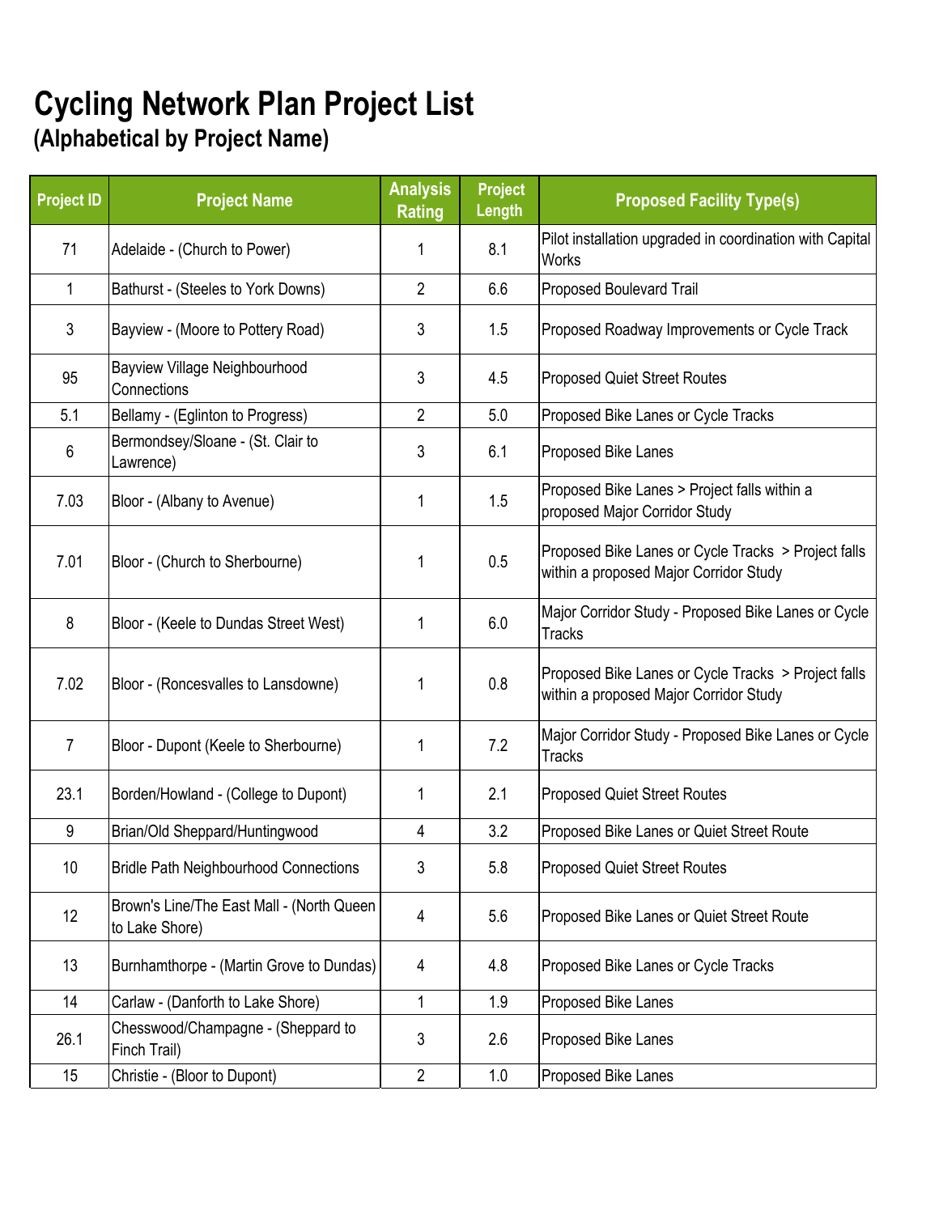# Cycling Network Plan Project List

## (Alphabetical by Project Name)

| Project ID | Project Name | Analysis Rating | Project Length | Proposed Facility Type(s) |
|---|---|---|---|---|
| 71 | Adelaide - (Church to Power) | 1 | 8.1 | Pilot installation upgraded in coordination with Capital Works |
| 1 | Bathurst - (Steeles to York Downs) | 2 | 6.6 | Proposed Boulevard Trail |
| 3 | Bayview - (Moore to Pottery Road) | 3 | 1.5 | Proposed Roadway Improvements or Cycle Track |
| 95 | Bayview Village Neighbourhood Connections | 3 | 4.5 | Proposed Quiet Street Routes |
| 5.1 | Bellamy - (Eglinton to Progress) | 2 | 5.0 | Proposed Bike Lanes or Cycle Tracks |
| 6 | Bermondsey/Sloane - (St. Clair to Lawrence) | 3 | 6.1 | Proposed Bike Lanes |
| 7.03 | Bloor - (Albany to Avenue) | 1 | 1.5 | Proposed Bike Lanes > Project falls within a proposed Major Corridor Study |
| 7.01 | Bloor - (Church to Sherbourne) | 1 | 0.5 | Proposed Bike Lanes or Cycle Tracks > Project falls within a proposed Major Corridor Study |
| 8 | Bloor - (Keele to Dundas Street West) | 1 | 6.0 | Major Corridor Study - Proposed Bike Lanes or Cycle Tracks |
| 7.02 | Bloor - (Roncesvalles to Lansdowne) | 1 | 0.8 | Proposed Bike Lanes or Cycle Tracks > Project falls within a proposed Major Corridor Study |
| 7 | Bloor - Dupont (Keele to Sherbourne) | 1 | 7.2 | Major Corridor Study - Proposed Bike Lanes or Cycle Tracks |
| 23.1 | Borden/Howland - (College to Dupont) | 1 | 2.1 | Proposed Quiet Street Routes |
| 9 | Brian/Old Sheppard/Huntingwood | 4 | 3.2 | Proposed Bike Lanes or Quiet Street Route |
| 10 | Bridle Path Neighbourhood Connections | 3 | 5.8 | Proposed Quiet Street Routes |
| 12 | Brown's Line/The East Mall - (North Queen to Lake Shore) | 4 | 5.6 | Proposed Bike Lanes or Quiet Street Route |
| 13 | Burnhamthorpe - (Martin Grove to Dundas) | 4 | 4.8 | Proposed Bike Lanes or Cycle Tracks |
| 14 | Carlaw - (Danforth to Lake Shore) | 1 | 1.9 | Proposed Bike Lanes |
| 26.1 | Chesswood/Champagne - (Sheppard to Finch Trail) | 3 | 2.6 | Proposed Bike Lanes |
| 15 | Christie - (Bloor to Dupont) | 2 | 1.0 | Proposed Bike Lanes |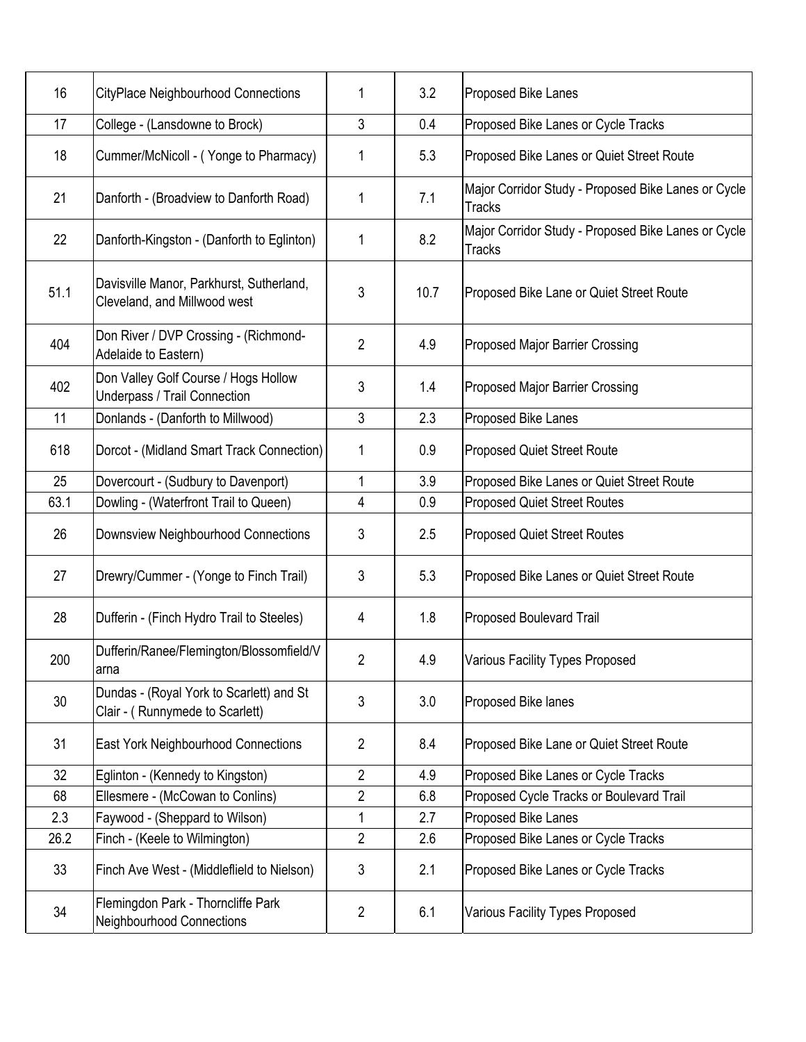| | | | | |
|---|---|---|---|---|
| 16 | CityPlace Neighbourhood Connections | 1 | 3.2 | Proposed Bike Lanes |
| 17 | College - (Lansdowne to Brock) | 3 | 0.4 | Proposed Bike Lanes or Cycle Tracks |
| 18 | Cummer/McNicoll - ( Yonge to Pharmacy) | 1 | 5.3 | Proposed Bike Lanes or Quiet Street Route |
| 21 | Danforth - (Broadview to Danforth Road) | 1 | 7.1 | Major Corridor Study - Proposed Bike Lanes or Cycle Tracks |
| 22 | Danforth-Kingston - (Danforth to Eglinton) | 1 | 8.2 | Major Corridor Study - Proposed Bike Lanes or Cycle Tracks |
| 51.1 | Davisville Manor, Parkhurst, Sutherland, Cleveland, and Millwood west | 3 | 10.7 | Proposed Bike Lane or Quiet Street Route |
| 404 | Don River / DVP Crossing - (Richmond-Adelaide to Eastern) | 2 | 4.9 | Proposed Major Barrier Crossing |
| 402 | Don Valley Golf Course / Hogs Hollow Underpass / Trail Connection | 3 | 1.4 | Proposed Major Barrier Crossing |
| 11 | Donlands - (Danforth to Millwood) | 3 | 2.3 | Proposed Bike Lanes |
| 618 | Dorcot - (Midland Smart Track Connection) | 1 | 0.9 | Proposed Quiet Street Route |
| 25 | Dovercourt - (Sudbury to Davenport) | 1 | 3.9 | Proposed Bike Lanes or Quiet Street Route |
| 63.1 | Dowling - (Waterfront Trail to Queen) | 4 | 0.9 | Proposed Quiet Street Routes |
| 26 | Downsview Neighbourhood Connections | 3 | 2.5 | Proposed Quiet Street Routes |
| 27 | Drewry/Cummer - (Yonge to Finch Trail) | 3 | 5.3 | Proposed Bike Lanes or Quiet Street Route |
| 28 | Dufferin - (Finch Hydro Trail to Steeles) | 4 | 1.8 | Proposed Boulevard Trail |
| 200 | Dufferin/Ranee/Flemington/Blossomfield/Varna | 2 | 4.9 | Various Facility Types Proposed |
| 30 | Dundas - (Royal York to Scarlett) and St Clair - ( Runnymede to Scarlett) | 3 | 3.0 | Proposed Bike lanes |
| 31 | East York Neighbourhood Connections | 2 | 8.4 | Proposed Bike Lane or Quiet Street Route |
| 32 | Eglinton - (Kennedy to Kingston) | 2 | 4.9 | Proposed Bike Lanes or Cycle Tracks |
| 68 | Ellesmere - (McCowan to Conlins) | 2 | 6.8 | Proposed Cycle Tracks or Boulevard Trail |
| 2.3 | Faywood - (Sheppard to Wilson) | 1 | 2.7 | Proposed Bike Lanes |
| 26.2 | Finch - (Keele to Wilmington) | 2 | 2.6 | Proposed Bike Lanes or Cycle Tracks |
| 33 | Finch Ave West - (Middlefield to Nielson) | 3 | 2.1 | Proposed Bike Lanes or Cycle Tracks |
| 34 | Flemingdon Park - Thorncliffe Park Neighbourhood Connections | 2 | 6.1 | Various Facility Types Proposed |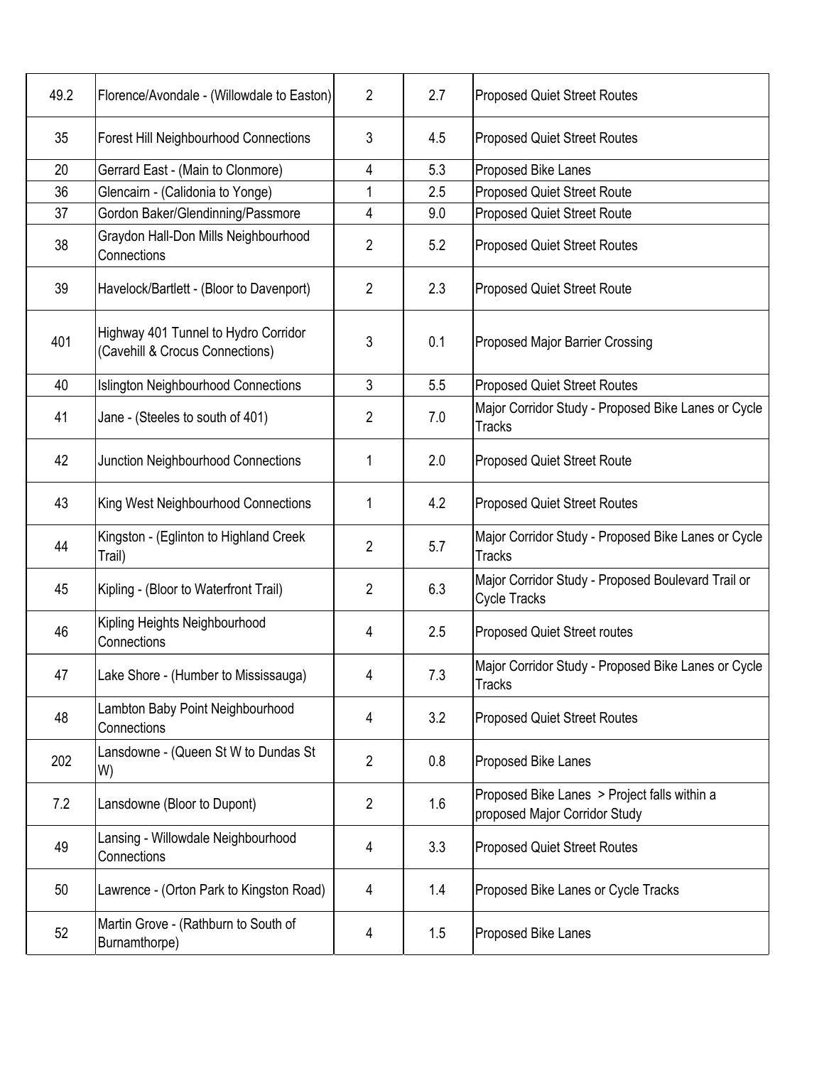| | | | | |
|---|---|---|---|---|
| 49.2 | Florence/Avondale - (Willowdale to Easton) | 2 | 2.7 | Proposed Quiet Street Routes |
| 35 | Forest Hill Neighbourhood Connections | 3 | 4.5 | Proposed Quiet Street Routes |
| 20 | Gerrard East - (Main to Clonmore) | 4 | 5.3 | Proposed Bike Lanes |
| 36 | Glencairn - (Calidonia to Yonge) | 1 | 2.5 | Proposed Quiet Street Route |
| 37 | Gordon Baker/Glendinning/Passmore | 4 | 9.0 | Proposed Quiet Street Route |
| 38 | Graydon Hall-Don Mills Neighbourhood Connections | 2 | 5.2 | Proposed Quiet Street Routes |
| 39 | Havelock/Bartlett - (Bloor to Davenport) | 2 | 2.3 | Proposed Quiet Street Route |
| 401 | Highway 401 Tunnel to Hydro Corridor (Cavehill & Crocus Connections) | 3 | 0.1 | Proposed Major Barrier Crossing |
| 40 | Islington Neighbourhood Connections | 3 | 5.5 | Proposed Quiet Street Routes |
| 41 | Jane - (Steeles to south of 401) | 2 | 7.0 | Major Corridor Study - Proposed Bike Lanes or Cycle Tracks |
| 42 | Junction Neighbourhood Connections | 1 | 2.0 | Proposed Quiet Street Route |
| 43 | King West Neighbourhood Connections | 1 | 4.2 | Proposed Quiet Street Routes |
| 44 | Kingston - (Eglinton to Highland Creek Trail) | 2 | 5.7 | Major Corridor Study - Proposed Bike Lanes or Cycle Tracks |
| 45 | Kipling - (Bloor to Waterfront Trail) | 2 | 6.3 | Major Corridor Study - Proposed Boulevard Trail or Cycle Tracks |
| 46 | Kipling Heights Neighbourhood Connections | 4 | 2.5 | Proposed Quiet Street routes |
| 47 | Lake Shore - (Humber to Mississauga) | 4 | 7.3 | Major Corridor Study - Proposed Bike Lanes or Cycle Tracks |
| 48 | Lambton Baby Point Neighbourhood Connections | 4 | 3.2 | Proposed Quiet Street Routes |
| 202 | Lansdowne - (Queen St W to Dundas St W) | 2 | 0.8 | Proposed Bike Lanes |
| 7.2 | Lansdowne (Bloor to Dupont) | 2 | 1.6 | Proposed Bike Lanes > Project falls within a proposed Major Corridor Study |
| 49 | Lansing - Willowdale Neighbourhood Connections | 4 | 3.3 | Proposed Quiet Street Routes |
| 50 | Lawrence - (Orton Park to Kingston Road) | 4 | 1.4 | Proposed Bike Lanes or Cycle Tracks |
| 52 | Martin Grove - (Rathburn to South of Burnamthorpe) | 4 | 1.5 | Proposed Bike Lanes |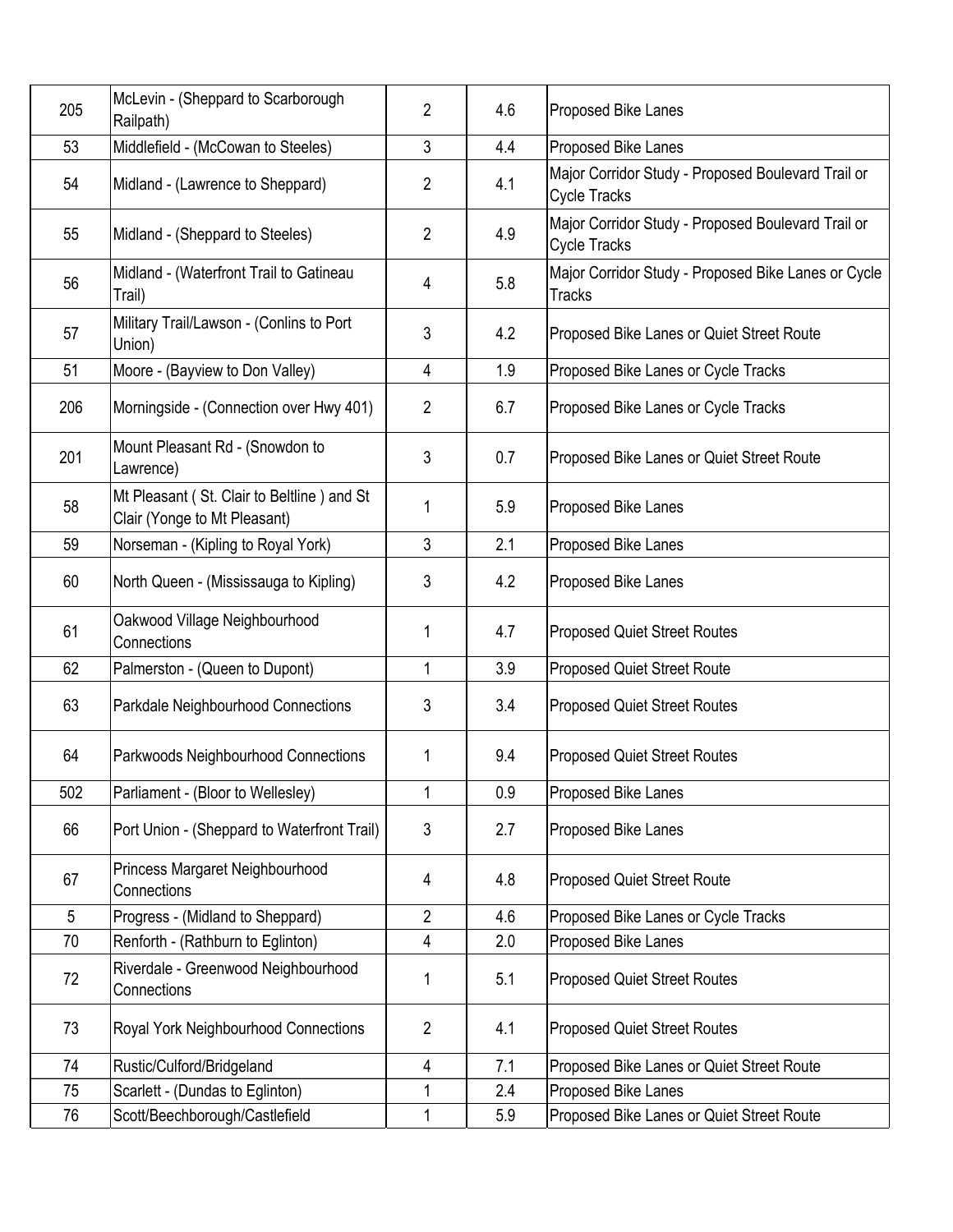| | | | | |
|---|---|---|---|---|
| 205 | McLevin - (Sheppard to Scarborough Railpath) | 2 | 4.6 | Proposed Bike Lanes |
| 53 | Middlefield - (McCowan to Steeles) | 3 | 4.4 | Proposed Bike Lanes |
| 54 | Midland - (Lawrence to Sheppard) | 2 | 4.1 | Major Corridor Study - Proposed Boulevard Trail or Cycle Tracks |
| 55 | Midland - (Sheppard to Steeles) | 2 | 4.9 | Major Corridor Study - Proposed Boulevard Trail or Cycle Tracks |
| 56 | Midland - (Waterfront Trail to Gatineau Trail) | 4 | 5.8 | Major Corridor Study - Proposed Bike Lanes or Cycle Tracks |
| 57 | Military Trail/Lawson - (Conlins to Port Union) | 3 | 4.2 | Proposed Bike Lanes or Quiet Street Route |
| 51 | Moore - (Bayview to Don Valley) | 4 | 1.9 | Proposed Bike Lanes or Cycle Tracks |
| 206 | Morningside - (Connection over Hwy 401) | 2 | 6.7 | Proposed Bike Lanes or Cycle Tracks |
| 201 | Mount Pleasant Rd - (Snowdon to Lawrence) | 3 | 0.7 | Proposed Bike Lanes or Quiet Street Route |
| 58 | Mt Pleasant ( St. Clair to Beltline ) and St Clair (Yonge to Mt Pleasant) | 1 | 5.9 | Proposed Bike Lanes |
| 59 | Norseman - (Kipling to Royal York) | 3 | 2.1 | Proposed Bike Lanes |
| 60 | North Queen - (Mississauga to Kipling) | 3 | 4.2 | Proposed Bike Lanes |
| 61 | Oakwood Village Neighbourhood Connections | 1 | 4.7 | Proposed Quiet Street Routes |
| 62 | Palmerston - (Queen to Dupont) | 1 | 3.9 | Proposed Quiet Street Route |
| 63 | Parkdale Neighbourhood Connections | 3 | 3.4 | Proposed Quiet Street Routes |
| 64 | Parkwoods Neighbourhood Connections | 1 | 9.4 | Proposed Quiet Street Routes |
| 502 | Parliament - (Bloor to Wellesley) | 1 | 0.9 | Proposed Bike Lanes |
| 66 | Port Union - (Sheppard to Waterfront Trail) | 3 | 2.7 | Proposed Bike Lanes |
| 67 | Princess Margaret Neighbourhood Connections | 4 | 4.8 | Proposed Quiet Street Route |
| 5 | Progress - (Midland to Sheppard) | 2 | 4.6 | Proposed Bike Lanes or Cycle Tracks |
| 70 | Renforth - (Rathburn to Eglinton) | 4 | 2.0 | Proposed Bike Lanes |
| 72 | Riverdale - Greenwood Neighbourhood Connections | 1 | 5.1 | Proposed Quiet Street Routes |
| 73 | Royal York Neighbourhood Connections | 2 | 4.1 | Proposed Quiet Street Routes |
| 74 | Rustic/Culford/Bridgeland | 4 | 7.1 | Proposed Bike Lanes or Quiet Street Route |
| 75 | Scarlett - (Dundas to Eglinton) | 1 | 2.4 | Proposed Bike Lanes |
| 76 | Scott/Beechborough/Castlefield | 1 | 5.9 | Proposed Bike Lanes or Quiet Street Route |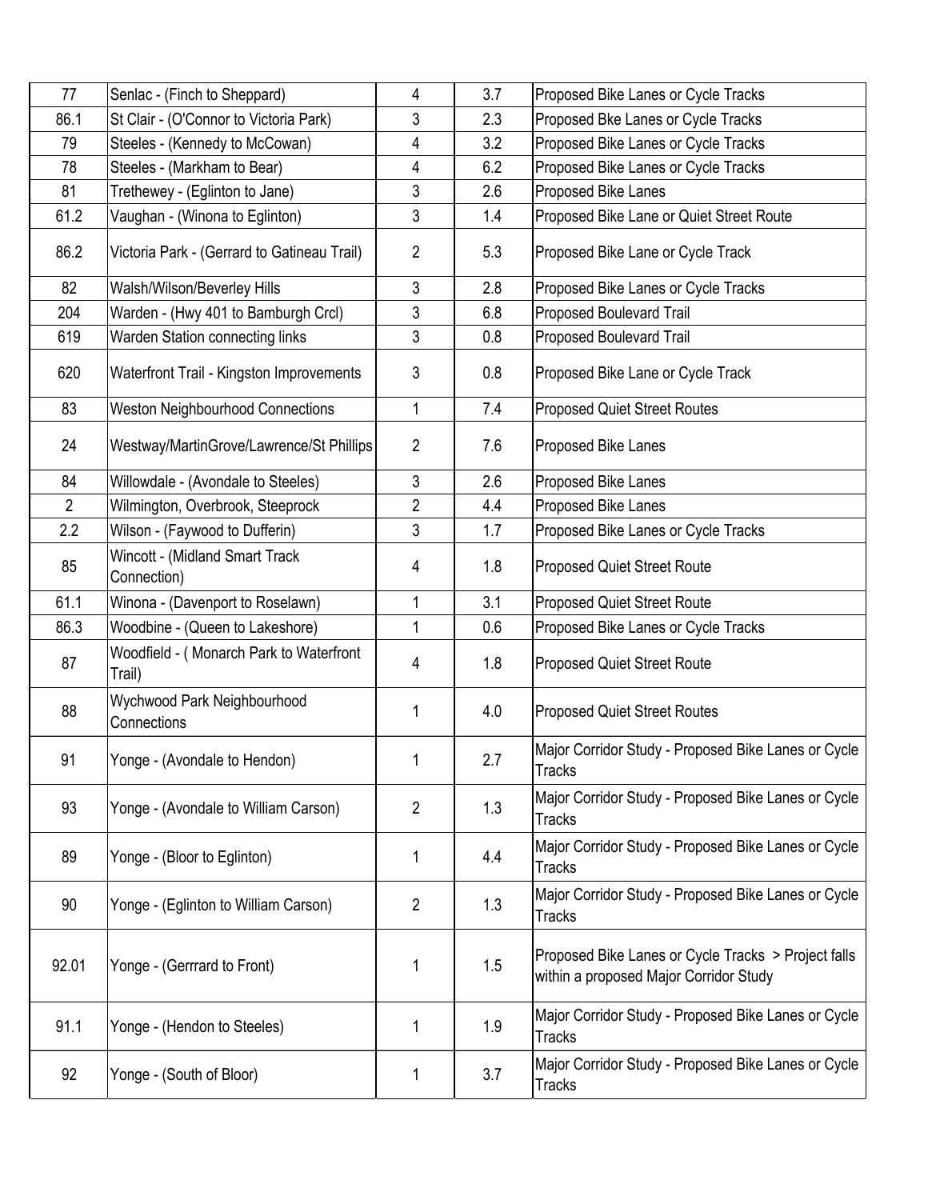| | | | | |
|---|---|---|---|---|
| 77 | Senlac - (Finch to Sheppard) | 4 | 3.7 | Proposed Bike Lanes or Cycle Tracks |
| 86.1 | St Clair - (O'Connor to Victoria Park) | 3 | 2.3 | Proposed Bke Lanes or Cycle Tracks |
| 79 | Steeles - (Kennedy to McCowan) | 4 | 3.2 | Proposed Bike Lanes or Cycle Tracks |
| 78 | Steeles - (Markham to Bear) | 4 | 6.2 | Proposed Bike Lanes or Cycle Tracks |
| 81 | Trethewey - (Eglinton to Jane) | 3 | 2.6 | Proposed Bike Lanes |
| 61.2 | Vaughan - (Winona to Eglinton) | 3 | 1.4 | Proposed Bike Lane or Quiet Street Route |
| 86.2 | Victoria Park - (Gerrard to Gatineau Trail) | 2 | 5.3 | Proposed Bike Lane or Cycle Track |
| 82 | Walsh/Wilson/Beverley Hills | 3 | 2.8 | Proposed Bike Lanes or Cycle Tracks |
| 204 | Warden - (Hwy 401 to Bamburgh Crcl) | 3 | 6.8 | Proposed Boulevard Trail |
| 619 | Warden Station connecting links | 3 | 0.8 | Proposed Boulevard Trail |
| 620 | Waterfront Trail - Kingston Improvements | 3 | 0.8 | Proposed Bike Lane or Cycle Track |
| 83 | Weston Neighbourhood Connections | 1 | 7.4 | Proposed Quiet Street Routes |
| 24 | Westway/MartinGrove/Lawrence/St Phillips | 2 | 7.6 | Proposed Bike Lanes |
| 84 | Willowdale - (Avondale to Steeles) | 3 | 2.6 | Proposed Bike Lanes |
| 2 | Wilmington, Overbrook, Steeprock | 2 | 4.4 | Proposed Bike Lanes |
| 2.2 | Wilson - (Faywood to Dufferin) | 3 | 1.7 | Proposed Bike Lanes or Cycle Tracks |
| 85 | Wincott - (Midland Smart Track Connection) | 4 | 1.8 | Proposed Quiet Street Route |
| 61.1 | Winona - (Davenport to Roselawn) | 1 | 3.1 | Proposed Quiet Street Route |
| 86.3 | Woodbine - (Queen to Lakeshore) | 1 | 0.6 | Proposed Bike Lanes or Cycle Tracks |
| 87 | Woodfield - ( Monarch Park to Waterfront Trail) | 4 | 1.8 | Proposed Quiet Street Route |
| 88 | Wychwood Park Neighbourhood Connections | 1 | 4.0 | Proposed Quiet Street Routes |
| 91 | Yonge - (Avondale to Hendon) | 1 | 2.7 | Major Corridor Study - Proposed Bike Lanes or Cycle Tracks |
| 93 | Yonge - (Avondale to William Carson) | 2 | 1.3 | Major Corridor Study - Proposed Bike Lanes or Cycle Tracks |
| 89 | Yonge - (Bloor to Eglinton) | 1 | 4.4 | Major Corridor Study - Proposed Bike Lanes or Cycle Tracks |
| 90 | Yonge - (Eglinton to William Carson) | 2 | 1.3 | Major Corridor Study - Proposed Bike Lanes or Cycle Tracks |
| 92.01 | Yonge - (Gerrrard to Front) | 1 | 1.5 | Proposed Bike Lanes or Cycle Tracks > Project falls within a proposed Major Corridor Study |
| 91.1 | Yonge - (Hendon to Steeles) | 1 | 1.9 | Major Corridor Study - Proposed Bike Lanes or Cycle Tracks |
| 92 | Yonge - (South of Bloor) | 1 | 3.7 | Major Corridor Study - Proposed Bike Lanes or Cycle Tracks |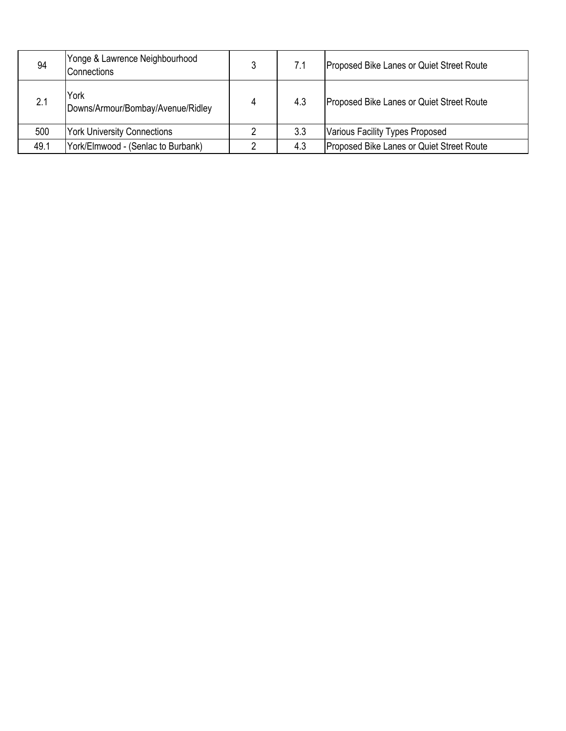| | | | | |
|---|---|---|---|---|
| 94 | Yonge & Lawrence Neighbourhood Connections | 3 | 7.1 | Proposed Bike Lanes or Quiet Street Route |
| 2.1 | York Downs/Armour/Bombay/Avenue/Ridley | 4 | 4.3 | Proposed Bike Lanes or Quiet Street Route |
| 500 | York University Connections | 2 | 3.3 | Various Facility Types Proposed |
| 49.1 | York/Elmwood - (Senlac to Burbank) | 2 | 4.3 | Proposed Bike Lanes or Quiet Street Route |